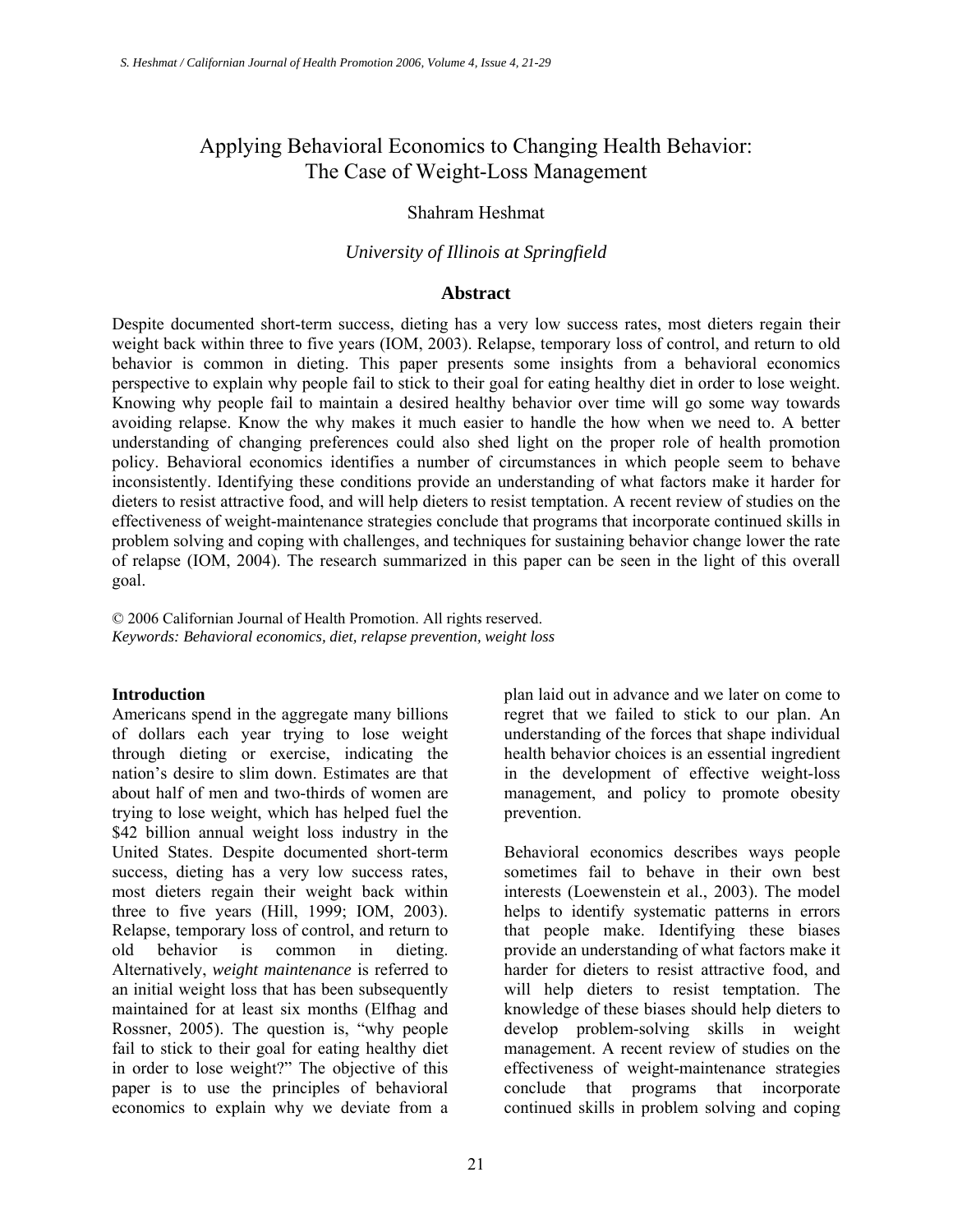# Applying Behavioral Economics to Changing Health Behavior: The Case of Weight-Loss Management

Shahram Heshmat

*University of Illinois at Springfield*

## Abstract

Despite documented short-term success, dieting has a very low success rates, most dieters regain their weight back within three to five years (IOM, 2003). Relapse, temporary loss of control, and return to old behavior is common in dieting. This paper presents some insights from a behavioral economics perspective to explain why people fail to stick to their goal for eating healthy diet in order to lose weight. Knowing why people fail to maintain a desired healthy behavior over time will go some way towards avoiding relapse. Know the why makes it much easier to handle the how when we need to. A better understanding of changing preferences could also shed light on the proper role of health promotion policy. Behavioral economics identifies a number of circumstances in which people seem to behave inconsistently. Identifying these conditions provide an understanding of what factors make it harder for dieters to resist attractive food, and will help dieters to resist temptation. A recent review of studies on the effectiveness of weight-maintenance strategies conclude that programs that incorporate continued skills in problem solving and coping with challenges, and techniques for sustaining behavior change lower the rate of relapse (IOM, 2004). The research summarized in this paper can be seen in the light of this overall goal.

© 2006 Californian Journal of Health Promotion. All rights reserved.
*Keywords: Behavioral economics, diet, relapse prevention, weight loss*

### Introduction

Americans spend in the aggregate many billions of dollars each year trying to lose weight through dieting or exercise, indicating the nation's desire to slim down. Estimates are that about half of men and two-thirds of women are trying to lose weight, which has helped fuel the $42 billion annual weight loss industry in the United States. Despite documented short-term success, dieting has a very low success rates, most dieters regain their weight back within three to five years (Hill, 1999; IOM, 2003). Relapse, temporary loss of control, and return to old behavior is common in dieting. Alternatively, *weight maintenance* is referred to an initial weight loss that has been subsequently maintained for at least six months (Elfhag and Rossner, 2005). The question is, "why people fail to stick to their goal for eating healthy diet in order to lose weight?" The objective of this paper is to use the principles of behavioral economics to explain why we deviate from a plan laid out in advance and we later on come to regret that we failed to stick to our plan. An understanding of the forces that shape individual health behavior choices is an essential ingredient in the development of effective weight-loss management, and policy to promote obesity prevention.

Behavioral economics describes ways people sometimes fail to behave in their own best interests (Loewenstein et al., 2003). The model helps to identify systematic patterns in errors that people make. Identifying these biases provide an understanding of what factors make it harder for dieters to resist attractive food, and will help dieters to resist temptation. The knowledge of these biases should help dieters to develop problem-solving skills in weight management. A recent review of studies on the effectiveness of weight-maintenance strategies conclude that programs that incorporate continued skills in problem solving and coping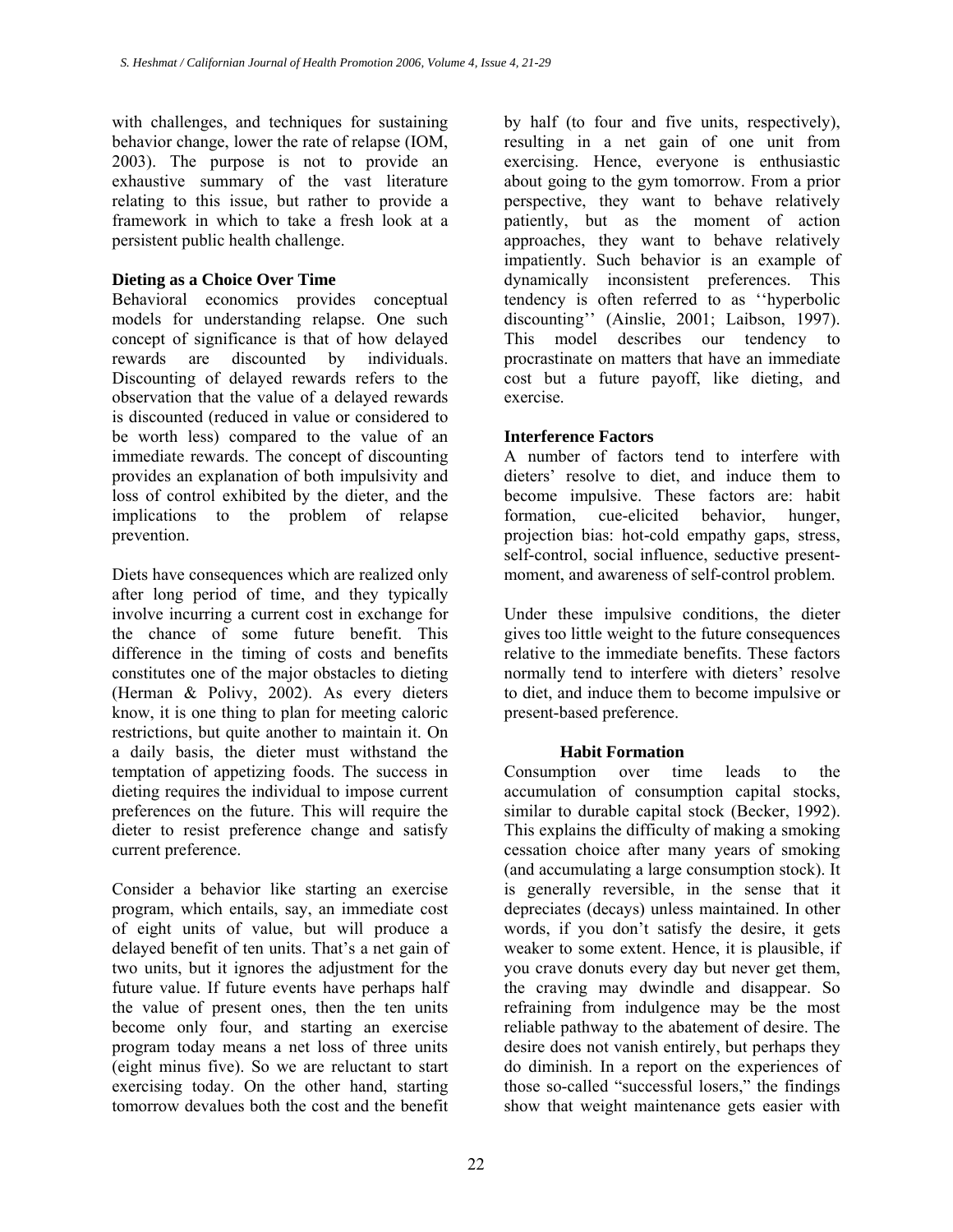with challenges, and techniques for sustaining behavior change, lower the rate of relapse (IOM, 2003). The purpose is not to provide an exhaustive summary of the vast literature relating to this issue, but rather to provide a framework in which to take a fresh look at a persistent public health challenge.

## Dieting as a Choice Over Time

Behavioral economics provides conceptual models for understanding relapse. One such concept of significance is that of how delayed rewards are discounted by individuals. Discounting of delayed rewards refers to the observation that the value of a delayed rewards is discounted (reduced in value or considered to be worth less) compared to the value of an immediate rewards. The concept of discounting provides an explanation of both impulsivity and loss of control exhibited by the dieter, and the implications to the problem of relapse prevention.

Diets have consequences which are realized only after long period of time, and they typically involve incurring a current cost in exchange for the chance of some future benefit. This difference in the timing of costs and benefits constitutes one of the major obstacles to dieting (Herman & Polivy, 2002). As every dieters know, it is one thing to plan for meeting caloric restrictions, but quite another to maintain it. On a daily basis, the dieter must withstand the temptation of appetizing foods. The success in dieting requires the individual to impose current preferences on the future. This will require the dieter to resist preference change and satisfy current preference.

Consider a behavior like starting an exercise program, which entails, say, an immediate cost of eight units of value, but will produce a delayed benefit of ten units. That's a net gain of two units, but it ignores the adjustment for the future value. If future events have perhaps half the value of present ones, then the ten units become only four, and starting an exercise program today means a net loss of three units (eight minus five). So we are reluctant to start exercising today. On the other hand, starting tomorrow devalues both the cost and the benefit by half (to four and five units, respectively), resulting in a net gain of one unit from exercising. Hence, everyone is enthusiastic about going to the gym tomorrow. From a prior perspective, they want to behave relatively patiently, but as the moment of action approaches, they want to behave relatively impatiently. Such behavior is an example of dynamically inconsistent preferences. This tendency is often referred to as ''hyperbolic discounting'' (Ainslie, 2001; Laibson, 1997). This model describes our tendency to procrastinate on matters that have an immediate cost but a future payoff, like dieting, and exercise.

## Interference Factors

A number of factors tend to interfere with dieters' resolve to diet, and induce them to become impulsive. These factors are: habit formation, cue-elicited behavior, hunger, projection bias: hot-cold empathy gaps, stress, self-control, social influence, seductive present-moment, and awareness of self-control problem.

Under these impulsive conditions, the dieter gives too little weight to the future consequences relative to the immediate benefits. These factors normally tend to interfere with dieters' resolve to diet, and induce them to become impulsive or present-based preference.

### Habit Formation

Consumption over time leads to the accumulation of consumption capital stocks, similar to durable capital stock (Becker, 1992). This explains the difficulty of making a smoking cessation choice after many years of smoking (and accumulating a large consumption stock). It is generally reversible, in the sense that it depreciates (decays) unless maintained. In other words, if you don't satisfy the desire, it gets weaker to some extent. Hence, it is plausible, if you crave donuts every day but never get them, the craving may dwindle and disappear. So refraining from indulgence may be the most reliable pathway to the abatement of desire. The desire does not vanish entirely, but perhaps they do diminish. In a report on the experiences of those so-called "successful losers," the findings show that weight maintenance gets easier with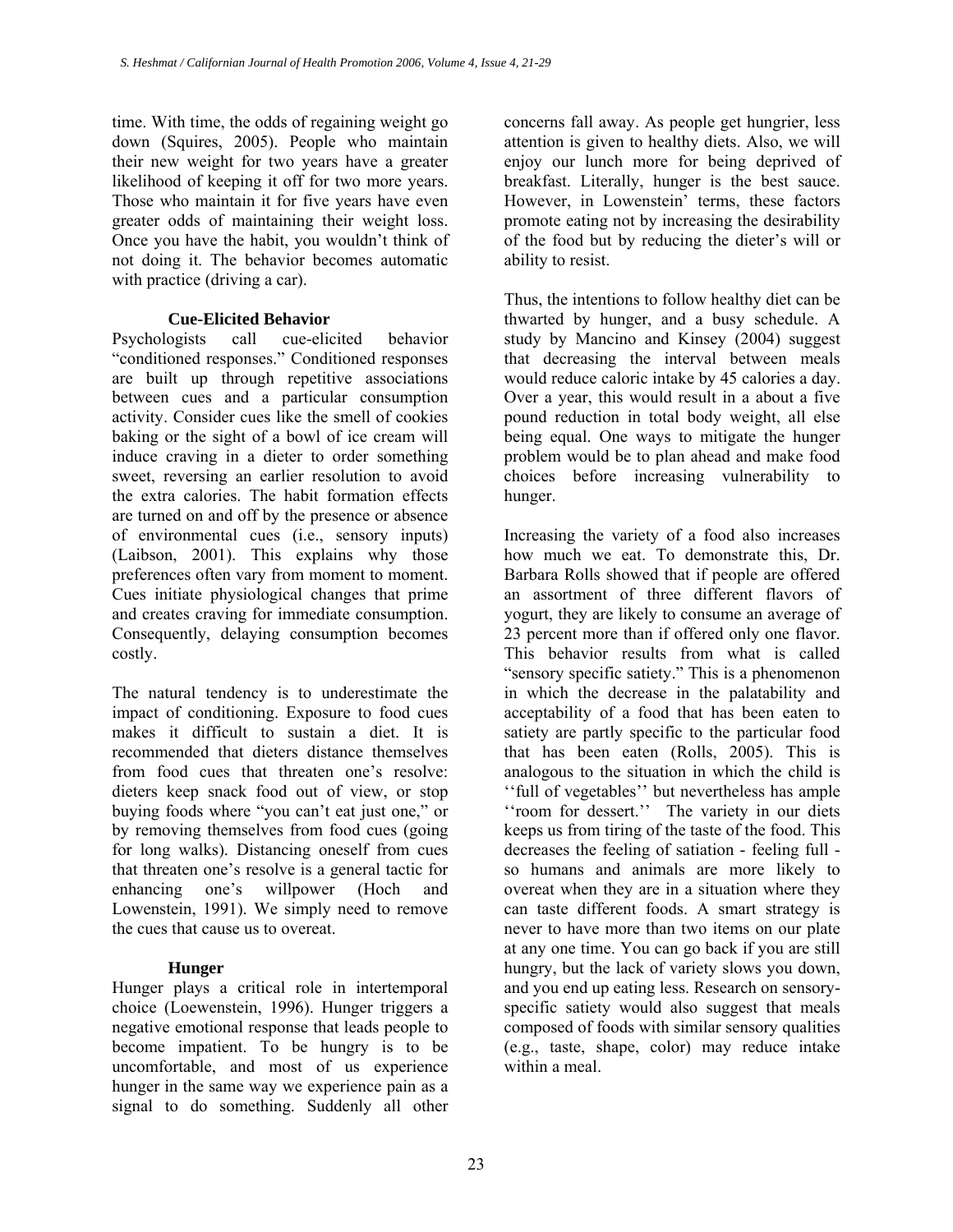time. With time, the odds of regaining weight go down (Squires, 2005). People who maintain their new weight for two years have a greater likelihood of keeping it off for two more years. Those who maintain it for five years have even greater odds of maintaining their weight loss. Once you have the habit, you wouldn't think of not doing it. The behavior becomes automatic with practice (driving a car).

### Cue-Elicited Behavior

Psychologists call cue-elicited behavior "conditioned responses." Conditioned responses are built up through repetitive associations between cues and a particular consumption activity. Consider cues like the smell of cookies baking or the sight of a bowl of ice cream will induce craving in a dieter to order something sweet, reversing an earlier resolution to avoid the extra calories. The habit formation effects are turned on and off by the presence or absence of environmental cues (i.e., sensory inputs) (Laibson, 2001). This explains why those preferences often vary from moment to moment. Cues initiate physiological changes that prime and creates craving for immediate consumption. Consequently, delaying consumption becomes costly.

The natural tendency is to underestimate the impact of conditioning. Exposure to food cues makes it difficult to sustain a diet. It is recommended that dieters distance themselves from food cues that threaten one's resolve: dieters keep snack food out of view, or stop buying foods where "you can't eat just one," or by removing themselves from food cues (going for long walks). Distancing oneself from cues that threaten one's resolve is a general tactic for enhancing one's willpower (Hoch and Lowenstein, 1991). We simply need to remove the cues that cause us to overeat.

### Hunger

Hunger plays a critical role in intertemporal choice (Loewenstein, 1996). Hunger triggers a negative emotional response that leads people to become impatient. To be hungry is to be uncomfortable, and most of us experience hunger in the same way we experience pain as a signal to do something. Suddenly all other concerns fall away. As people get hungrier, less attention is given to healthy diets. Also, we will enjoy our lunch more for being deprived of breakfast. Literally, hunger is the best sauce. However, in Lowenstein' terms, these factors promote eating not by increasing the desirability of the food but by reducing the dieter's will or ability to resist.

Thus, the intentions to follow healthy diet can be thwarted by hunger, and a busy schedule. A study by Mancino and Kinsey (2004) suggest that decreasing the interval between meals would reduce caloric intake by 45 calories a day. Over a year, this would result in a about a five pound reduction in total body weight, all else being equal. One ways to mitigate the hunger problem would be to plan ahead and make food choices before increasing vulnerability to hunger.

Increasing the variety of a food also increases how much we eat. To demonstrate this, Dr. Barbara Rolls showed that if people are offered an assortment of three different flavors of yogurt, they are likely to consume an average of 23 percent more than if offered only one flavor. This behavior results from what is called "sensory specific satiety." This is a phenomenon in which the decrease in the palatability and acceptability of a food that has been eaten to satiety are partly specific to the particular food that has been eaten (Rolls, 2005). This is analogous to the situation in which the child is ''full of vegetables'' but nevertheless has ample ''room for dessert.'' The variety in our diets keeps us from tiring of the taste of the food. This decreases the feeling of satiation - feeling full - so humans and animals are more likely to overeat when they are in a situation where they can taste different foods. A smart strategy is never to have more than two items on our plate at any one time. You can go back if you are still hungry, but the lack of variety slows you down, and you end up eating less. Research on sensory-specific satiety would also suggest that meals composed of foods with similar sensory qualities (e.g., taste, shape, color) may reduce intake within a meal.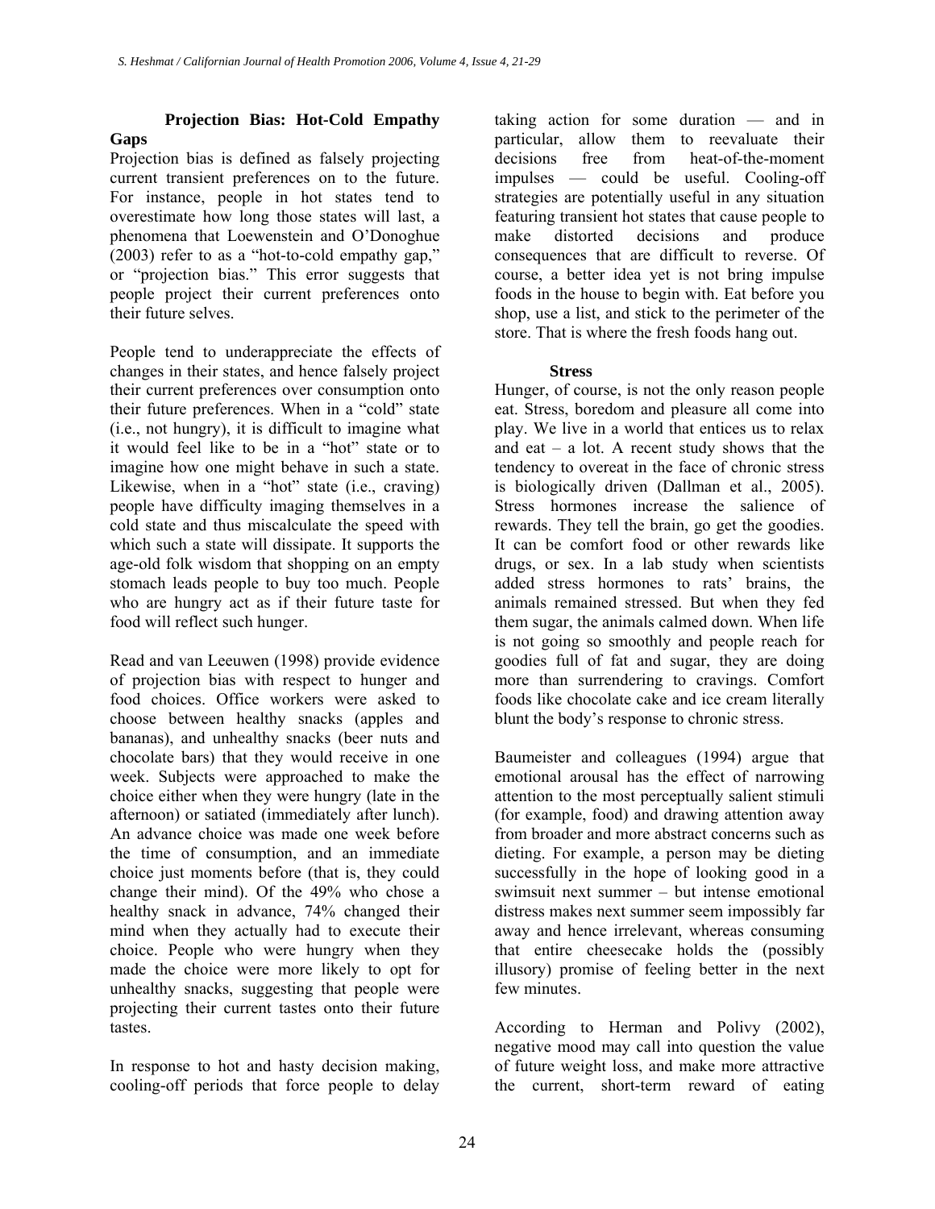### Projection Bias: Hot-Cold Empathy Gaps

Projection bias is defined as falsely projecting current transient preferences on to the future. For instance, people in hot states tend to overestimate how long those states will last, a phenomena that Loewenstein and O'Donoghue (2003) refer to as a "hot-to-cold empathy gap," or "projection bias." This error suggests that people project their current preferences onto their future selves.

People tend to underappreciate the effects of changes in their states, and hence falsely project their current preferences over consumption onto their future preferences. When in a "cold" state (i.e., not hungry), it is difficult to imagine what it would feel like to be in a "hot" state or to imagine how one might behave in such a state. Likewise, when in a "hot" state (i.e., craving) people have difficulty imaging themselves in a cold state and thus miscalculate the speed with which such a state will dissipate. It supports the age-old folk wisdom that shopping on an empty stomach leads people to buy too much. People who are hungry act as if their future taste for food will reflect such hunger.

Read and van Leeuwen (1998) provide evidence of projection bias with respect to hunger and food choices. Office workers were asked to choose between healthy snacks (apples and bananas), and unhealthy snacks (beer nuts and chocolate bars) that they would receive in one week. Subjects were approached to make the choice either when they were hungry (late in the afternoon) or satiated (immediately after lunch). An advance choice was made one week before the time of consumption, and an immediate choice just moments before (that is, they could change their mind). Of the 49% who chose a healthy snack in advance, 74% changed their mind when they actually had to execute their choice. People who were hungry when they made the choice were more likely to opt for unhealthy snacks, suggesting that people were projecting their current tastes onto their future tastes.

In response to hot and hasty decision making, cooling-off periods that force people to delay taking action for some duration — and in particular, allow them to reevaluate their decisions free from heat-of-the-moment impulses — could be useful. Cooling-off strategies are potentially useful in any situation featuring transient hot states that cause people to make distorted decisions and produce consequences that are difficult to reverse. Of course, a better idea yet is not bring impulse foods in the house to begin with. Eat before you shop, use a list, and stick to the perimeter of the store. That is where the fresh foods hang out.

### Stress

Hunger, of course, is not the only reason people eat. Stress, boredom and pleasure all come into play. We live in a world that entices us to relax and eat – a lot. A recent study shows that the tendency to overeat in the face of chronic stress is biologically driven (Dallman et al., 2005). Stress hormones increase the salience of rewards. They tell the brain, go get the goodies. It can be comfort food or other rewards like drugs, or sex. In a lab study when scientists added stress hormones to rats' brains, the animals remained stressed. But when they fed them sugar, the animals calmed down. When life is not going so smoothly and people reach for goodies full of fat and sugar, they are doing more than surrendering to cravings. Comfort foods like chocolate cake and ice cream literally blunt the body's response to chronic stress.

Baumeister and colleagues (1994) argue that emotional arousal has the effect of narrowing attention to the most perceptually salient stimuli (for example, food) and drawing attention away from broader and more abstract concerns such as dieting. For example, a person may be dieting successfully in the hope of looking good in a swimsuit next summer – but intense emotional distress makes next summer seem impossibly far away and hence irrelevant, whereas consuming that entire cheesecake holds the (possibly illusory) promise of feeling better in the next few minutes.

According to Herman and Polivy (2002), negative mood may call into question the value of future weight loss, and make more attractive the current, short-term reward of eating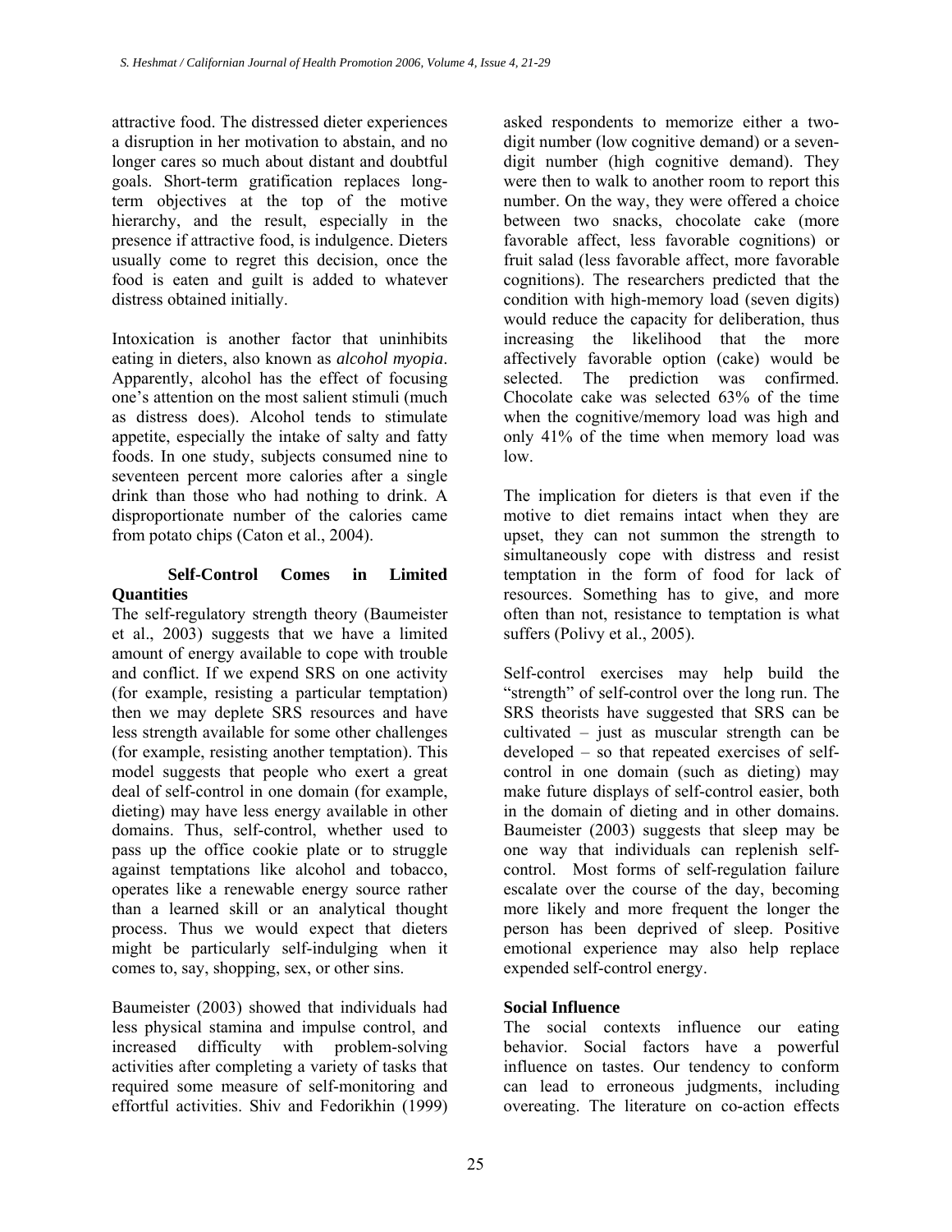attractive food. The distressed dieter experiences a disruption in her motivation to abstain, and no longer cares so much about distant and doubtful goals. Short-term gratification replaces long-term objectives at the top of the motive hierarchy, and the result, especially in the presence if attractive food, is indulgence. Dieters usually come to regret this decision, once the food is eaten and guilt is added to whatever distress obtained initially.

Intoxication is another factor that uninhibits eating in dieters, also known as *alcohol myopia*. Apparently, alcohol has the effect of focusing one's attention on the most salient stimuli (much as distress does). Alcohol tends to stimulate appetite, especially the intake of salty and fatty foods. In one study, subjects consumed nine to seventeen percent more calories after a single drink than those who had nothing to drink. A disproportionate number of the calories came from potato chips (Caton et al., 2004).

**Self-Control Comes in Limited Quantities**

The self-regulatory strength theory (Baumeister et al., 2003) suggests that we have a limited amount of energy available to cope with trouble and conflict. If we expend SRS on one activity (for example, resisting a particular temptation) then we may deplete SRS resources and have less strength available for some other challenges (for example, resisting another temptation). This model suggests that people who exert a great deal of self-control in one domain (for example, dieting) may have less energy available in other domains. Thus, self-control, whether used to pass up the office cookie plate or to struggle against temptations like alcohol and tobacco, operates like a renewable energy source rather than a learned skill or an analytical thought process. Thus we would expect that dieters might be particularly self-indulging when it comes to, say, shopping, sex, or other sins.

Baumeister (2003) showed that individuals had less physical stamina and impulse control, and increased difficulty with problem-solving activities after completing a variety of tasks that required some measure of self-monitoring and effortful activities. Shiv and Fedorikhin (1999) asked respondents to memorize either a two-digit number (low cognitive demand) or a seven-digit number (high cognitive demand). They were then to walk to another room to report this number. On the way, they were offered a choice between two snacks, chocolate cake (more favorable affect, less favorable cognitions) or fruit salad (less favorable affect, more favorable cognitions). The researchers predicted that the condition with high-memory load (seven digits) would reduce the capacity for deliberation, thus increasing the likelihood that the more affectively favorable option (cake) would be selected. The prediction was confirmed. Chocolate cake was selected 63% of the time when the cognitive/memory load was high and only 41% of the time when memory load was low.

The implication for dieters is that even if the motive to diet remains intact when they are upset, they can not summon the strength to simultaneously cope with distress and resist temptation in the form of food for lack of resources. Something has to give, and more often than not, resistance to temptation is what suffers (Polivy et al., 2005).

Self-control exercises may help build the "strength" of self-control over the long run. The SRS theorists have suggested that SRS can be cultivated – just as muscular strength can be developed – so that repeated exercises of self-control in one domain (such as dieting) may make future displays of self-control easier, both in the domain of dieting and in other domains. Baumeister (2003) suggests that sleep may be one way that individuals can replenish self-control. Most forms of self-regulation failure escalate over the course of the day, becoming more likely and more frequent the longer the person has been deprived of sleep. Positive emotional experience may also help replace expended self-control energy.

**Social Influence**

The social contexts influence our eating behavior. Social factors have a powerful influence on tastes. Our tendency to conform can lead to erroneous judgments, including overeating. The literature on co-action effects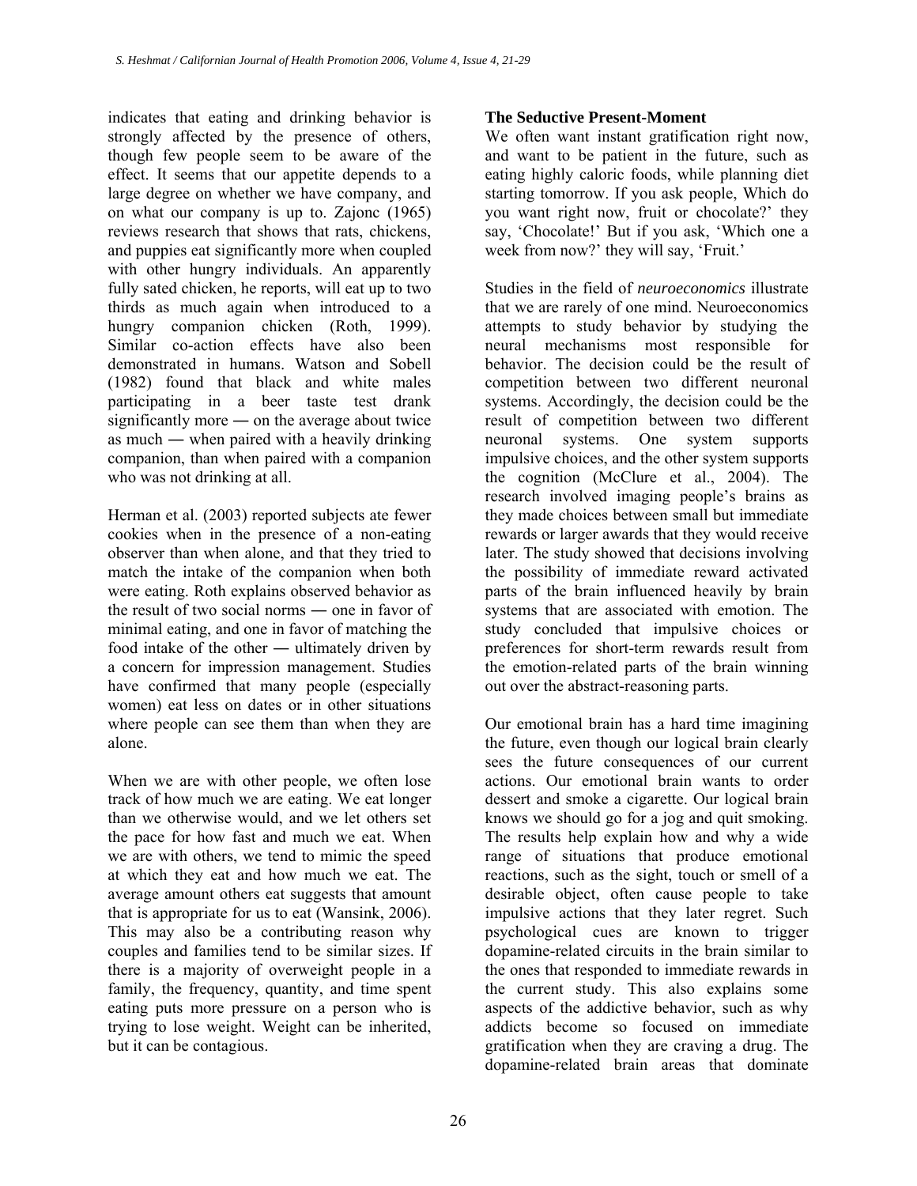indicates that eating and drinking behavior is strongly affected by the presence of others, though few people seem to be aware of the effect. It seems that our appetite depends to a large degree on whether we have company, and on what our company is up to. Zajonc (1965) reviews research that shows that rats, chickens, and puppies eat significantly more when coupled with other hungry individuals. An apparently fully sated chicken, he reports, will eat up to two thirds as much again when introduced to a hungry companion chicken (Roth, 1999). Similar co-action effects have also been demonstrated in humans. Watson and Sobell (1982) found that black and white males participating in a beer taste test drank significantly more ― on the average about twice as much ― when paired with a heavily drinking companion, than when paired with a companion who was not drinking at all.

Herman et al. (2003) reported subjects ate fewer cookies when in the presence of a non-eating observer than when alone, and that they tried to match the intake of the companion when both were eating. Roth explains observed behavior as the result of two social norms ― one in favor of minimal eating, and one in favor of matching the food intake of the other ― ultimately driven by a concern for impression management. Studies have confirmed that many people (especially women) eat less on dates or in other situations where people can see them than when they are alone.

When we are with other people, we often lose track of how much we are eating. We eat longer than we otherwise would, and we let others set the pace for how fast and much we eat. When we are with others, we tend to mimic the speed at which they eat and how much we eat. The average amount others eat suggests that amount that is appropriate for us to eat (Wansink, 2006). This may also be a contributing reason why couples and families tend to be similar sizes. If there is a majority of overweight people in a family, the frequency, quantity, and time spent eating puts more pressure on a person who is trying to lose weight. Weight can be inherited, but it can be contagious.

**The Seductive Present-Moment**

We often want instant gratification right now, and want to be patient in the future, such as eating highly caloric foods, while planning diet starting tomorrow. If you ask people, Which do you want right now, fruit or chocolate?' they say, 'Chocolate!' But if you ask, 'Which one a week from now?' they will say, 'Fruit.'

Studies in the field of *neuroeconomics* illustrate that we are rarely of one mind. Neuroeconomics attempts to study behavior by studying the neural mechanisms most responsible for behavior. The decision could be the result of competition between two different neuronal systems. Accordingly, the decision could be the result of competition between two different neuronal systems. One system supports impulsive choices, and the other system supports the cognition (McClure et al., 2004). The research involved imaging people's brains as they made choices between small but immediate rewards or larger awards that they would receive later. The study showed that decisions involving the possibility of immediate reward activated parts of the brain influenced heavily by brain systems that are associated with emotion. The study concluded that impulsive choices or preferences for short-term rewards result from the emotion-related parts of the brain winning out over the abstract-reasoning parts.

Our emotional brain has a hard time imagining the future, even though our logical brain clearly sees the future consequences of our current actions. Our emotional brain wants to order dessert and smoke a cigarette. Our logical brain knows we should go for a jog and quit smoking. The results help explain how and why a wide range of situations that produce emotional reactions, such as the sight, touch or smell of a desirable object, often cause people to take impulsive actions that they later regret. Such psychological cues are known to trigger dopamine-related circuits in the brain similar to the ones that responded to immediate rewards in the current study. This also explains some aspects of the addictive behavior, such as why addicts become so focused on immediate gratification when they are craving a drug. The dopamine-related brain areas that dominate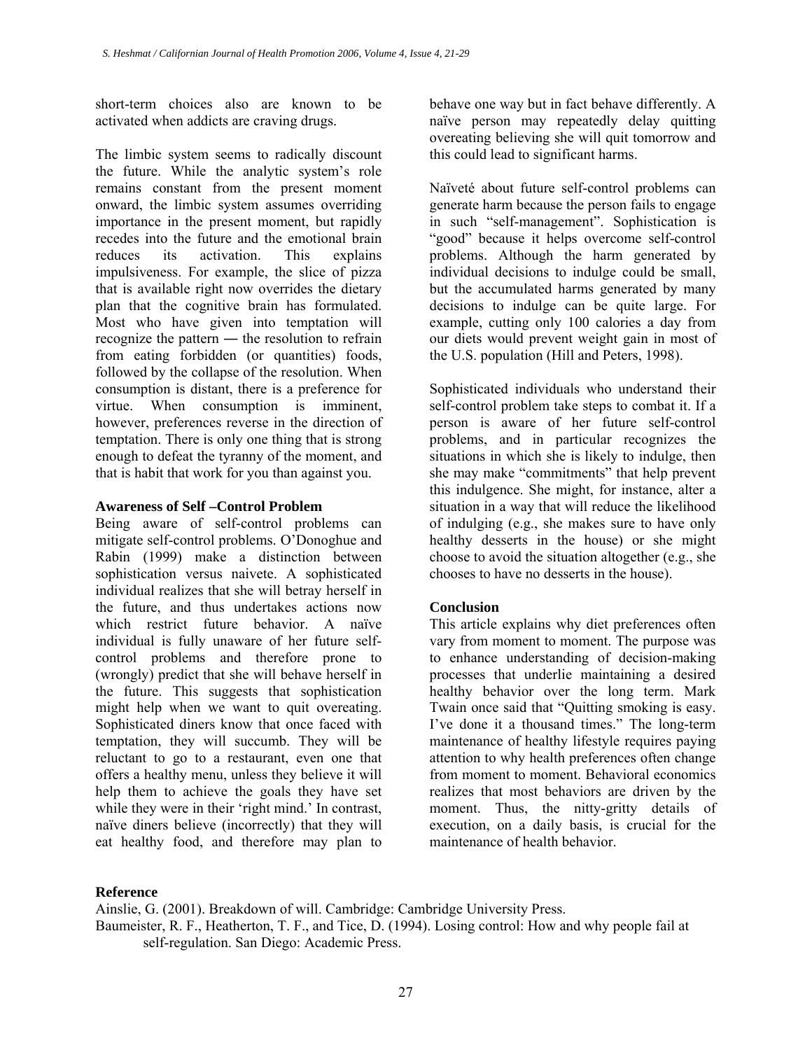short-term choices also are known to be activated when addicts are craving drugs.

The limbic system seems to radically discount the future. While the analytic system's role remains constant from the present moment onward, the limbic system assumes overriding importance in the present moment, but rapidly recedes into the future and the emotional brain reduces its activation. This explains impulsiveness. For example, the slice of pizza that is available right now overrides the dietary plan that the cognitive brain has formulated. Most who have given into temptation will recognize the pattern ― the resolution to refrain from eating forbidden (or quantities) foods, followed by the collapse of the resolution. When consumption is distant, there is a preference for virtue. When consumption is imminent, however, preferences reverse in the direction of temptation. There is only one thing that is strong enough to defeat the tyranny of the moment, and that is habit that work for you than against you.

**Awareness of Self –Control Problem**

Being aware of self-control problems can mitigate self-control problems. O'Donoghue and Rabin (1999) make a distinction between sophistication versus naivete. A sophisticated individual realizes that she will betray herself in the future, and thus undertakes actions now which restrict future behavior. A naïve individual is fully unaware of her future self-control problems and therefore prone to (wrongly) predict that she will behave herself in the future. This suggests that sophistication might help when we want to quit overeating. Sophisticated diners know that once faced with temptation, they will succumb. They will be reluctant to go to a restaurant, even one that offers a healthy menu, unless they believe it will help them to achieve the goals they have set while they were in their 'right mind.' In contrast, naïve diners believe (incorrectly) that they will eat healthy food, and therefore may plan to behave one way but in fact behave differently. A naïve person may repeatedly delay quitting overeating believing she will quit tomorrow and this could lead to significant harms.

Naïveté about future self-control problems can generate harm because the person fails to engage in such "self-management". Sophistication is "good" because it helps overcome self-control problems. Although the harm generated by individual decisions to indulge could be small, but the accumulated harms generated by many decisions to indulge can be quite large. For example, cutting only 100 calories a day from our diets would prevent weight gain in most of the U.S. population (Hill and Peters, 1998).

Sophisticated individuals who understand their self-control problem take steps to combat it. If a person is aware of her future self-control problems, and in particular recognizes the situations in which she is likely to indulge, then she may make "commitments" that help prevent this indulgence. She might, for instance, alter a situation in a way that will reduce the likelihood of indulging (e.g., she makes sure to have only healthy desserts in the house) or she might choose to avoid the situation altogether (e.g., she chooses to have no desserts in the house).

**Conclusion**

This article explains why diet preferences often vary from moment to moment. The purpose was to enhance understanding of decision-making processes that underlie maintaining a desired healthy behavior over the long term. Mark Twain once said that "Quitting smoking is easy. I've done it a thousand times." The long-term maintenance of healthy lifestyle requires paying attention to why health preferences often change from moment to moment. Behavioral economics realizes that most behaviors are driven by the moment. Thus, the nitty-gritty details of execution, on a daily basis, is crucial for the maintenance of health behavior.

**Reference**

Ainslie, G. (2001). Breakdown of will. Cambridge: Cambridge University Press.

Baumeister, R. F., Heatherton, T. F., and Tice, D. (1994). Losing control: How and why people fail at self-regulation. San Diego: Academic Press.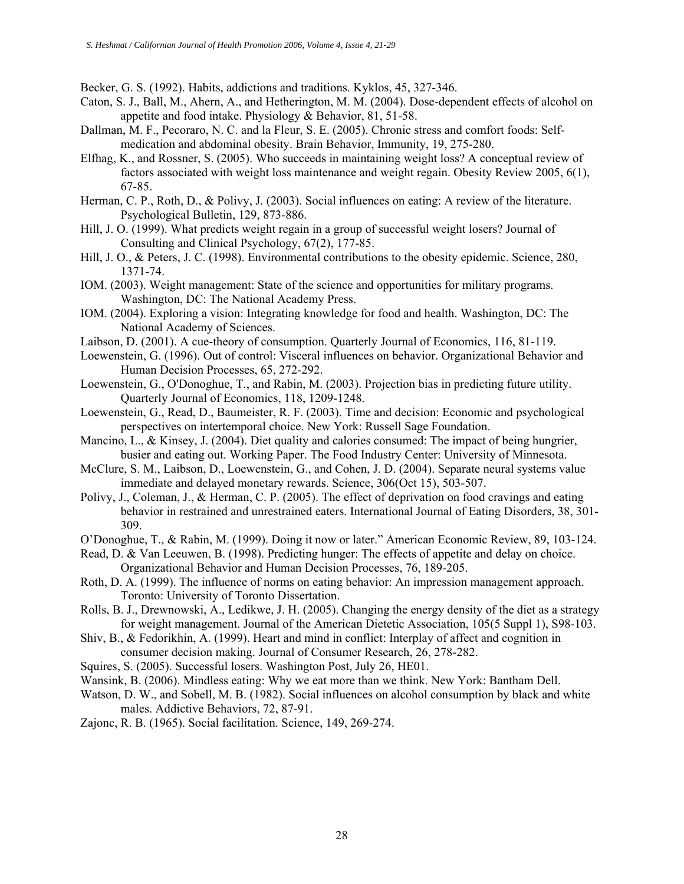Becker, G. S. (1992). Habits, addictions and traditions. Kyklos, 45, 327-346.

Caton, S. J., Ball, M., Ahern, A., and Hetherington, M. M. (2004). Dose-dependent effects of alcohol on appetite and food intake. Physiology & Behavior, 81, 51-58.

Dallman, M. F., Pecoraro, N. C. and la Fleur, S. E. (2005). Chronic stress and comfort foods: Self-medication and abdominal obesity. Brain Behavior, Immunity, 19, 275-280.

Elfhag, K., and Rossner, S. (2005). Who succeeds in maintaining weight loss? A conceptual review of factors associated with weight loss maintenance and weight regain. Obesity Review 2005, 6(1), 67-85.

Herman, C. P., Roth, D., & Polivy, J. (2003). Social influences on eating: A review of the literature. Psychological Bulletin, 129, 873-886.

Hill, J. O. (1999). What predicts weight regain in a group of successful weight losers? Journal of Consulting and Clinical Psychology, 67(2), 177-85.

Hill, J. O., & Peters, J. C. (1998). Environmental contributions to the obesity epidemic. Science, 280, 1371-74.

IOM. (2003). Weight management: State of the science and opportunities for military programs. Washington, DC: The National Academy Press.

IOM. (2004). Exploring a vision: Integrating knowledge for food and health. Washington, DC: The National Academy of Sciences.

Laibson, D. (2001). A cue-theory of consumption. Quarterly Journal of Economics, 116, 81-119.

Loewenstein, G. (1996). Out of control: Visceral influences on behavior. Organizational Behavior and Human Decision Processes, 65, 272-292.

Loewenstein, G., O'Donoghue, T., and Rabin, M. (2003). Projection bias in predicting future utility. Quarterly Journal of Economics, 118, 1209-1248.

Loewenstein, G., Read, D., Baumeister, R. F. (2003). Time and decision: Economic and psychological perspectives on intertemporal choice. New York: Russell Sage Foundation.

Mancino, L., & Kinsey, J. (2004). Diet quality and calories consumed: The impact of being hungrier, busier and eating out. Working Paper. The Food Industry Center: University of Minnesota.

McClure, S. M., Laibson, D., Loewenstein, G., and Cohen, J. D. (2004). Separate neural systems value immediate and delayed monetary rewards. Science, 306(Oct 15), 503-507.

Polivy, J., Coleman, J., & Herman, C. P. (2005). The effect of deprivation on food cravings and eating behavior in restrained and unrestrained eaters. International Journal of Eating Disorders, 38, 301-309.

O'Donoghue, T., & Rabin, M. (1999). Doing it now or later." American Economic Review, 89, 103-124.

Read, D. & Van Leeuwen, B. (1998). Predicting hunger: The effects of appetite and delay on choice. Organizational Behavior and Human Decision Processes, 76, 189-205.

Roth, D. A. (1999). The influence of norms on eating behavior: An impression management approach. Toronto: University of Toronto Dissertation.

Rolls, B. J., Drewnowski, A., Ledikwe, J. H. (2005). Changing the energy density of the diet as a strategy for weight management. Journal of the American Dietetic Association, 105(5 Suppl 1), S98-103.

Shiv, B., & Fedorikhin, A. (1999). Heart and mind in conflict: Interplay of affect and cognition in consumer decision making. Journal of Consumer Research, 26, 278-282.

Squires, S. (2005). Successful losers. Washington Post, July 26, HE01.

Wansink, B. (2006). Mindless eating: Why we eat more than we think. New York: Bantham Dell.

Watson, D. W., and Sobell, M. B. (1982). Social influences on alcohol consumption by black and white males. Addictive Behaviors, 72, 87-91.

Zajonc, R. B. (1965). Social facilitation. Science, 149, 269-274.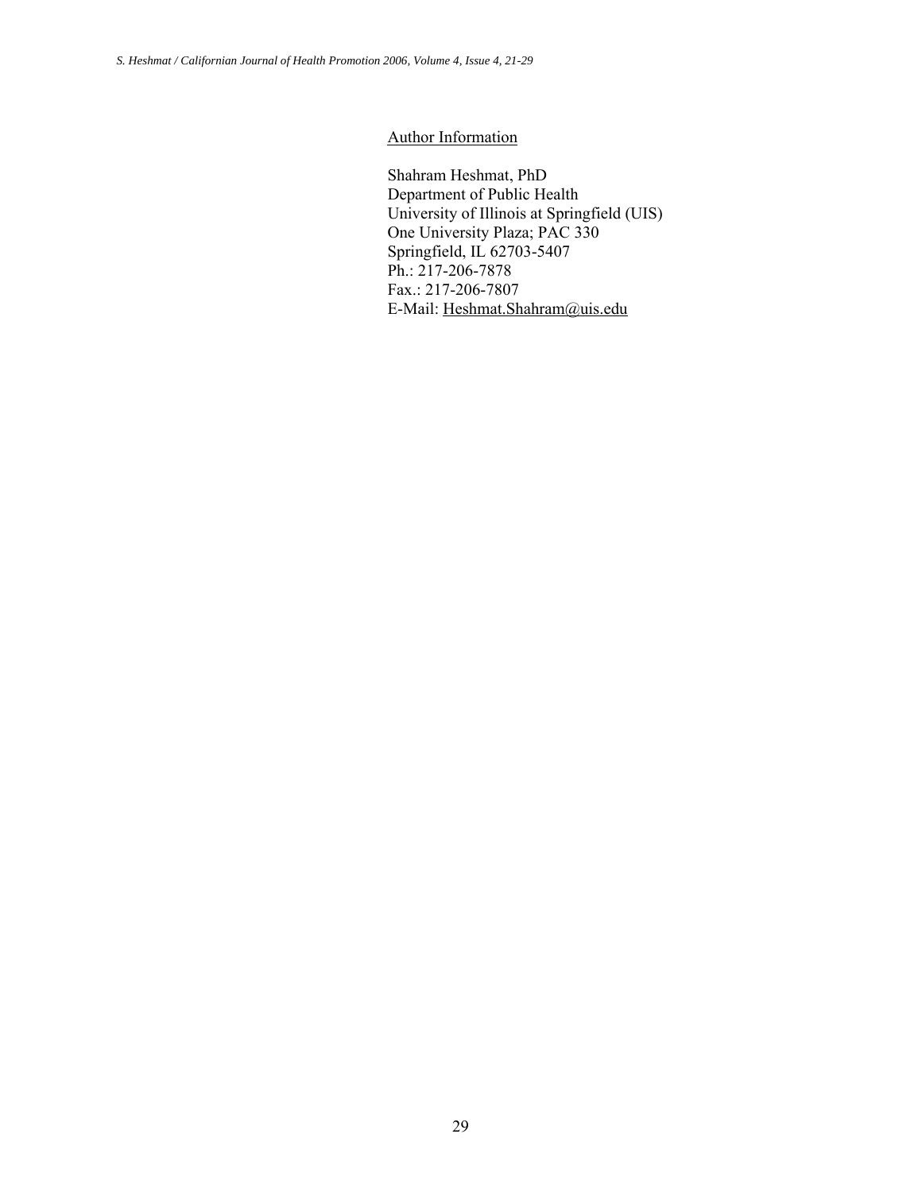Author Information

Shahram Heshmat, PhD
Department of Public Health
University of Illinois at Springfield (UIS)
One University Plaza; PAC 330
Springfield, IL 62703-5407
Ph.: 217-206-7878
Fax.: 217-206-7807
E-Mail: Heshmat.Shahram@uis.edu